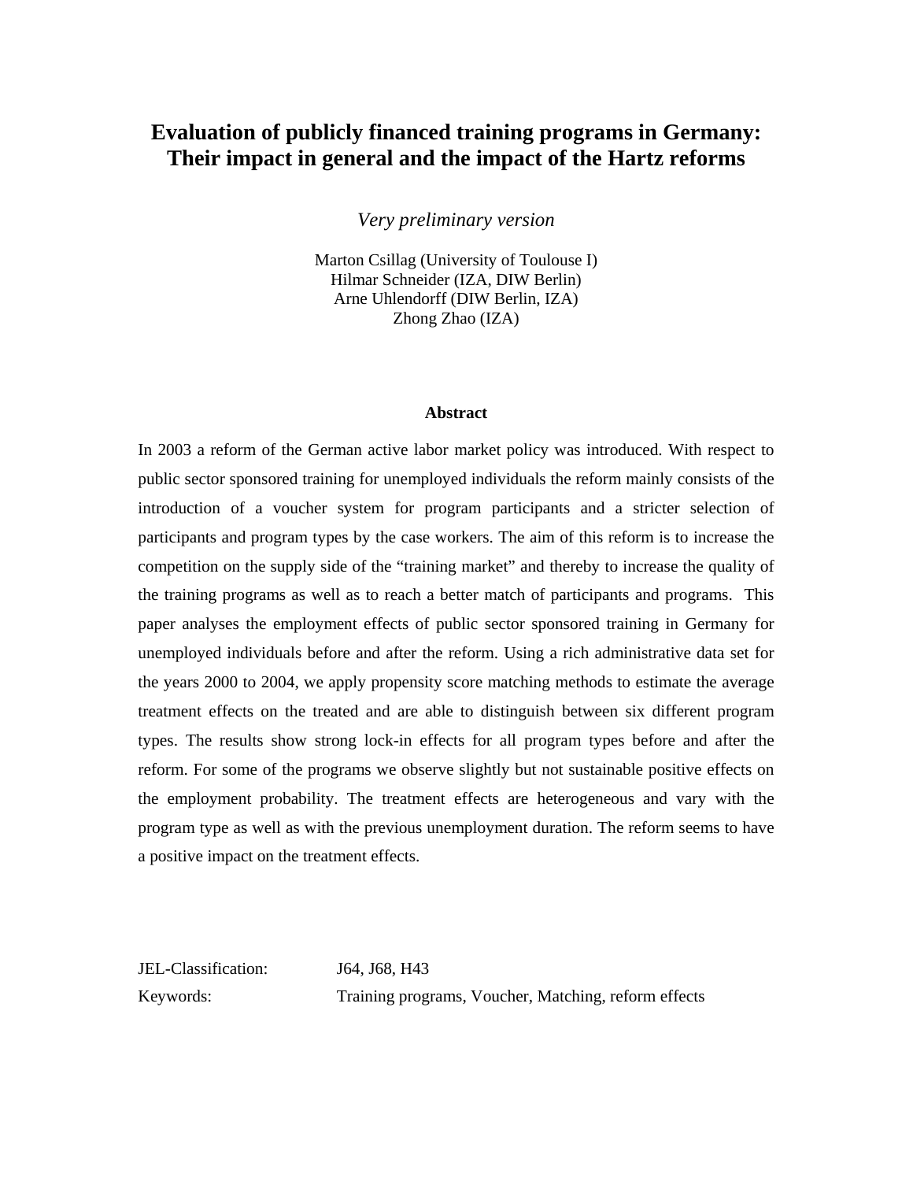# Evaluation of publicly financed training programs in Germany: Their impact in general and the impact of the Hartz reforms

*Very preliminary version*

Marton Csillag (University of Toulouse I)
Hilmar Schneider (IZA, DIW Berlin)
Arne Uhlendorff (DIW Berlin, IZA)
Zhong Zhao (IZA)

**Abstract**

In 2003 a reform of the German active labor market policy was introduced. With respect to public sector sponsored training for unemployed individuals the reform mainly consists of the introduction of a voucher system for program participants and a stricter selection of participants and program types by the case workers. The aim of this reform is to increase the competition on the supply side of the "training market" and thereby to increase the quality of the training programs as well as to reach a better match of participants and programs. This paper analyses the employment effects of public sector sponsored training in Germany for unemployed individuals before and after the reform. Using a rich administrative data set for the years 2000 to 2004, we apply propensity score matching methods to estimate the average treatment effects on the treated and are able to distinguish between six different program types. The results show strong lock-in effects for all program types before and after the reform. For some of the programs we observe slightly but not sustainable positive effects on the employment probability. The treatment effects are heterogeneous and vary with the program type as well as with the previous unemployment duration. The reform seems to have a positive impact on the treatment effects.

JEL-Classification: J64, J68, H43

Keywords: Training programs, Voucher, Matching, reform effects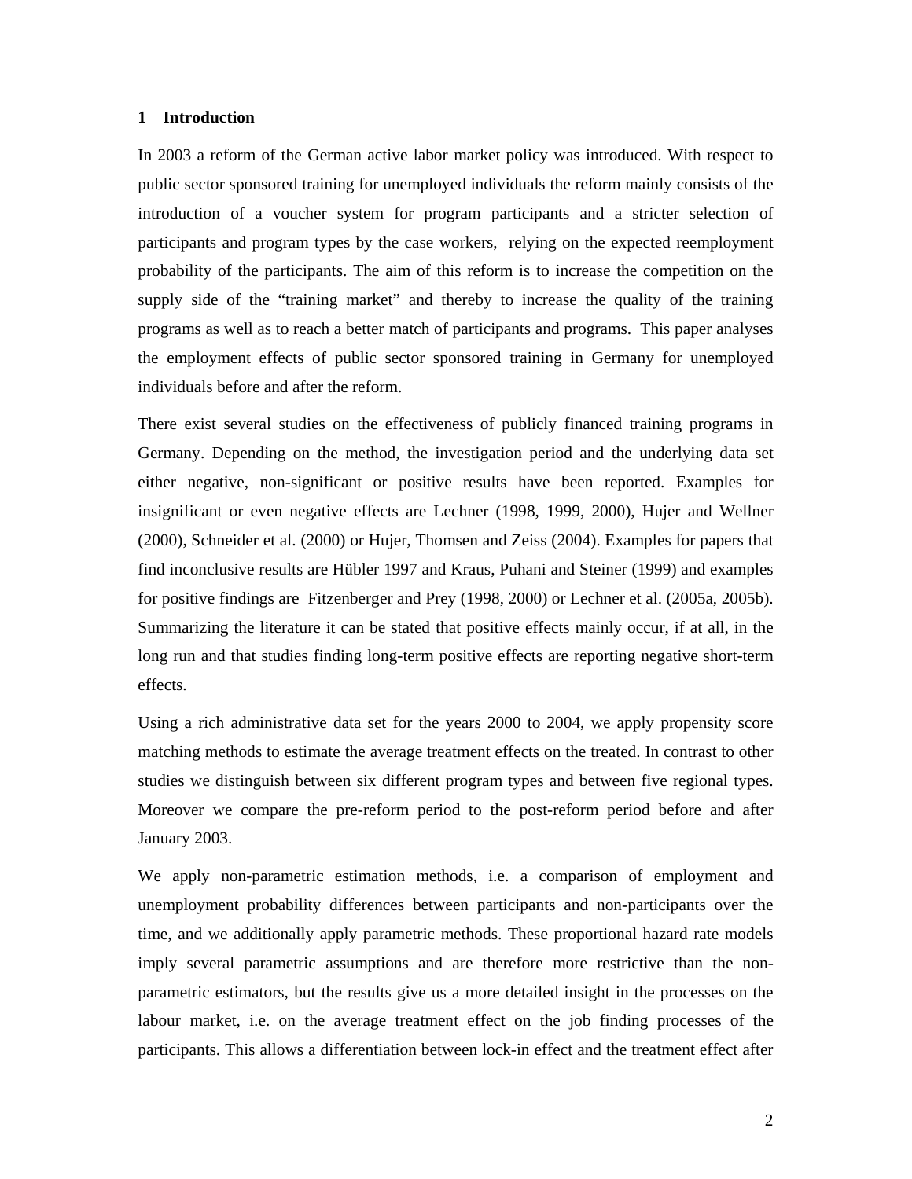## 1 Introduction

In 2003 a reform of the German active labor market policy was introduced. With respect to public sector sponsored training for unemployed individuals the reform mainly consists of the introduction of a voucher system for program participants and a stricter selection of participants and program types by the case workers, relying on the expected reemployment probability of the participants. The aim of this reform is to increase the competition on the supply side of the "training market" and thereby to increase the quality of the training programs as well as to reach a better match of participants and programs. This paper analyses the employment effects of public sector sponsored training in Germany for unemployed individuals before and after the reform.

There exist several studies on the effectiveness of publicly financed training programs in Germany. Depending on the method, the investigation period and the underlying data set either negative, non-significant or positive results have been reported. Examples for insignificant or even negative effects are Lechner (1998, 1999, 2000), Hujer and Wellner (2000), Schneider et al. (2000) or Hujer, Thomsen and Zeiss (2004). Examples for papers that find inconclusive results are Hübler 1997 and Kraus, Puhani and Steiner (1999) and examples for positive findings are Fitzenberger and Prey (1998, 2000) or Lechner et al. (2005a, 2005b). Summarizing the literature it can be stated that positive effects mainly occur, if at all, in the long run and that studies finding long-term positive effects are reporting negative short-term effects.

Using a rich administrative data set for the years 2000 to 2004, we apply propensity score matching methods to estimate the average treatment effects on the treated. In contrast to other studies we distinguish between six different program types and between five regional types. Moreover we compare the pre-reform period to the post-reform period before and after January 2003.

We apply non-parametric estimation methods, i.e. a comparison of employment and unemployment probability differences between participants and non-participants over the time, and we additionally apply parametric methods. These proportional hazard rate models imply several parametric assumptions and are therefore more restrictive than the non-parametric estimators, but the results give us a more detailed insight in the processes on the labour market, i.e. on the average treatment effect on the job finding processes of the participants. This allows a differentiation between lock-in effect and the treatment effect after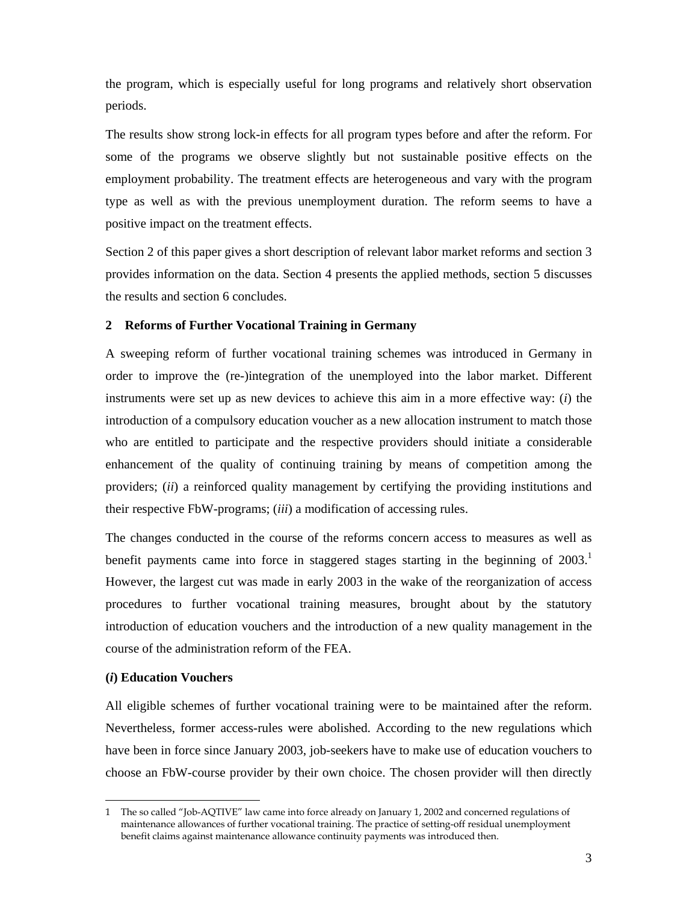the program, which is especially useful for long programs and relatively short observation periods.

The results show strong lock-in effects for all program types before and after the reform. For some of the programs we observe slightly but not sustainable positive effects on the employment probability. The treatment effects are heterogeneous and vary with the program type as well as with the previous unemployment duration. The reform seems to have a positive impact on the treatment effects.

Section 2 of this paper gives a short description of relevant labor market reforms and section 3 provides information on the data. Section 4 presents the applied methods, section 5 discusses the results and section 6 concludes.

## 2 Reforms of Further Vocational Training in Germany

A sweeping reform of further vocational training schemes was introduced in Germany in order to improve the (re-)integration of the unemployed into the labor market. Different instruments were set up as new devices to achieve this aim in a more effective way: (*i*) the introduction of a compulsory education voucher as a new allocation instrument to match those who are entitled to participate and the respective providers should initiate a considerable enhancement of the quality of continuing training by means of competition among the providers; (*ii*) a reinforced quality management by certifying the providing institutions and their respective FbW-programs; (*iii*) a modification of accessing rules.

The changes conducted in the course of the reforms concern access to measures as well as benefit payments came into force in staggered stages starting in the beginning of 2003.[1] However, the largest cut was made in early 2003 in the wake of the reorganization of access procedures to further vocational training measures, brought about by the statutory introduction of education vouchers and the introduction of a new quality management in the course of the administration reform of the FEA.

### (*i*) Education Vouchers

All eligible schemes of further vocational training were to be maintained after the reform. Nevertheless, former access-rules were abolished. According to the new regulations which have been in force since January 2003, job-seekers have to make use of education vouchers to choose an FbW-course provider by their own choice. The chosen provider will then directly

1 The so called "Job-AQTIVE" law came into force already on January 1, 2002 and concerned regulations of maintenance allowances of further vocational training. The practice of setting-off residual unemployment benefit claims against maintenance allowance continuity payments was introduced then.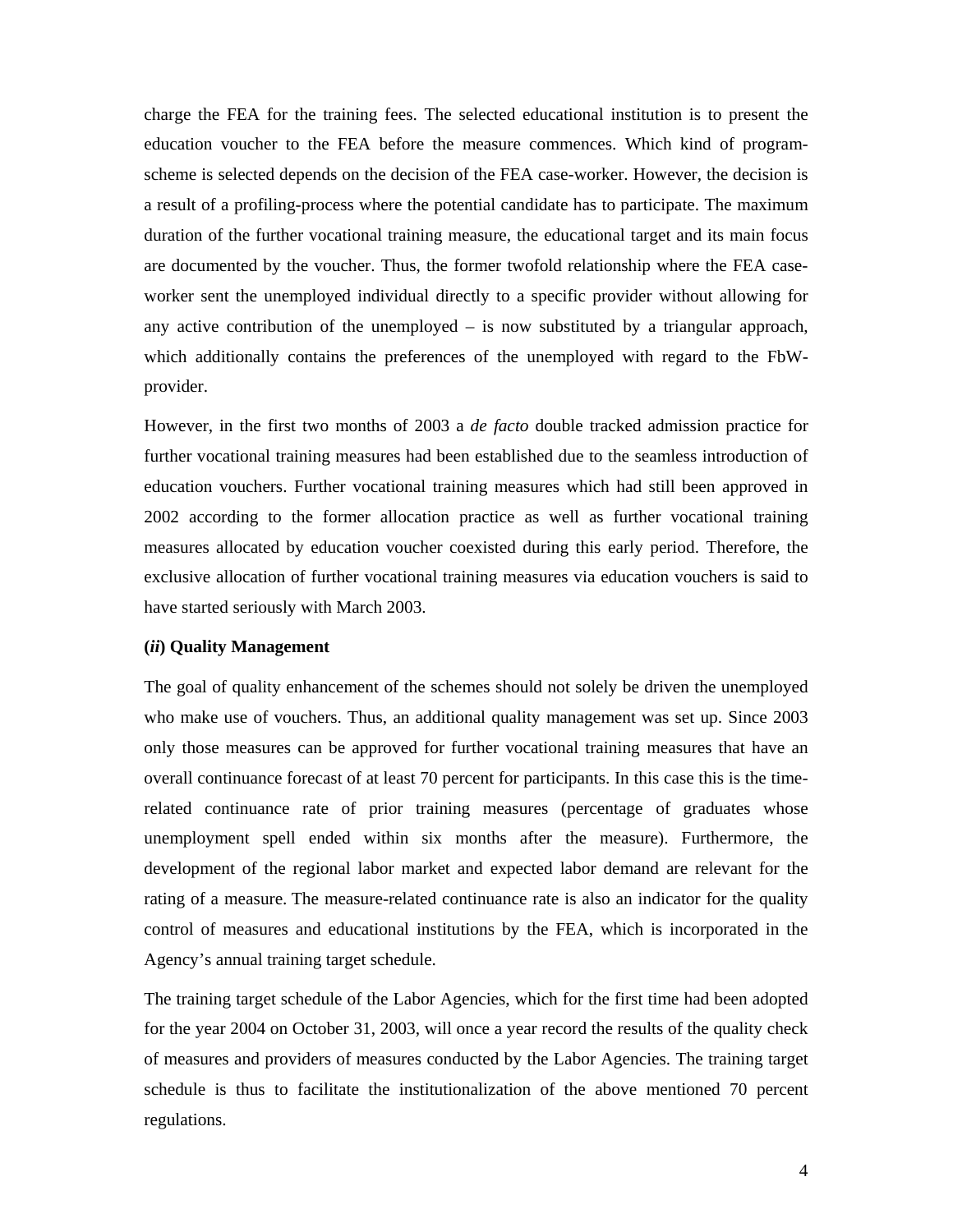charge the FEA for the training fees. The selected educational institution is to present the education voucher to the FEA before the measure commences. Which kind of program-scheme is selected depends on the decision of the FEA case-worker. However, the decision is a result of a profiling-process where the potential candidate has to participate. The maximum duration of the further vocational training measure, the educational target and its main focus are documented by the voucher. Thus, the former twofold relationship where the FEA case-worker sent the unemployed individual directly to a specific provider without allowing for any active contribution of the unemployed – is now substituted by a triangular approach, which additionally contains the preferences of the unemployed with regard to the FbW-provider.

However, in the first two months of 2003 a *de facto* double tracked admission practice for further vocational training measures had been established due to the seamless introduction of education vouchers. Further vocational training measures which had still been approved in 2002 according to the former allocation practice as well as further vocational training measures allocated by education voucher coexisted during this early period. Therefore, the exclusive allocation of further vocational training measures via education vouchers is said to have started seriously with March 2003.

**(*ii*) Quality Management**

The goal of quality enhancement of the schemes should not solely be driven the unemployed who make use of vouchers. Thus, an additional quality management was set up. Since 2003 only those measures can be approved for further vocational training measures that have an overall continuance forecast of at least 70 percent for participants. In this case this is the time-related continuance rate of prior training measures (percentage of graduates whose unemployment spell ended within six months after the measure). Furthermore, the development of the regional labor market and expected labor demand are relevant for the rating of a measure. The measure-related continuance rate is also an indicator for the quality control of measures and educational institutions by the FEA, which is incorporated in the Agency's annual training target schedule.

The training target schedule of the Labor Agencies, which for the first time had been adopted for the year 2004 on October 31, 2003, will once a year record the results of the quality check of measures and providers of measures conducted by the Labor Agencies. The training target schedule is thus to facilitate the institutionalization of the above mentioned 70 percent regulations.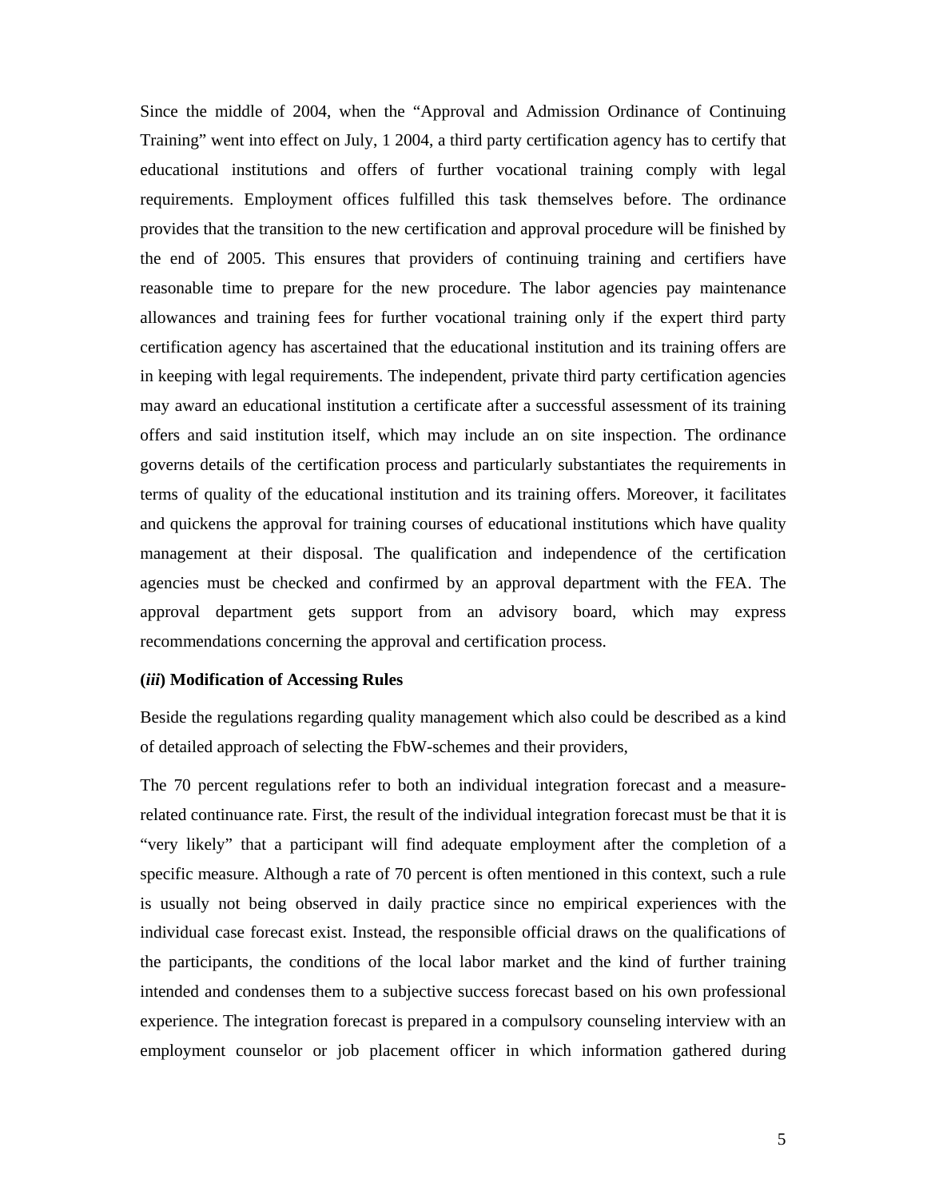Since the middle of 2004, when the "Approval and Admission Ordinance of Continuing Training" went into effect on July, 1 2004, a third party certification agency has to certify that educational institutions and offers of further vocational training comply with legal requirements. Employment offices fulfilled this task themselves before. The ordinance provides that the transition to the new certification and approval procedure will be finished by the end of 2005. This ensures that providers of continuing training and certifiers have reasonable time to prepare for the new procedure. The labor agencies pay maintenance allowances and training fees for further vocational training only if the expert third party certification agency has ascertained that the educational institution and its training offers are in keeping with legal requirements. The independent, private third party certification agencies may award an educational institution a certificate after a successful assessment of its training offers and said institution itself, which may include an on site inspection. The ordinance governs details of the certification process and particularly substantiates the requirements in terms of quality of the educational institution and its training offers. Moreover, it facilitates and quickens the approval for training courses of educational institutions which have quality management at their disposal. The qualification and independence of the certification agencies must be checked and confirmed by an approval department with the FEA. The approval department gets support from an advisory board, which may express recommendations concerning the approval and certification process.

**(*iii*) Modification of Accessing Rules**

Beside the regulations regarding quality management which also could be described as a kind of detailed approach of selecting the FbW-schemes and their providers,

The 70 percent regulations refer to both an individual integration forecast and a measure-related continuance rate. First, the result of the individual integration forecast must be that it is "very likely" that a participant will find adequate employment after the completion of a specific measure. Although a rate of 70 percent is often mentioned in this context, such a rule is usually not being observed in daily practice since no empirical experiences with the individual case forecast exist. Instead, the responsible official draws on the qualifications of the participants, the conditions of the local labor market and the kind of further training intended and condenses them to a subjective success forecast based on his own professional experience. The integration forecast is prepared in a compulsory counseling interview with an employment counselor or job placement officer in which information gathered during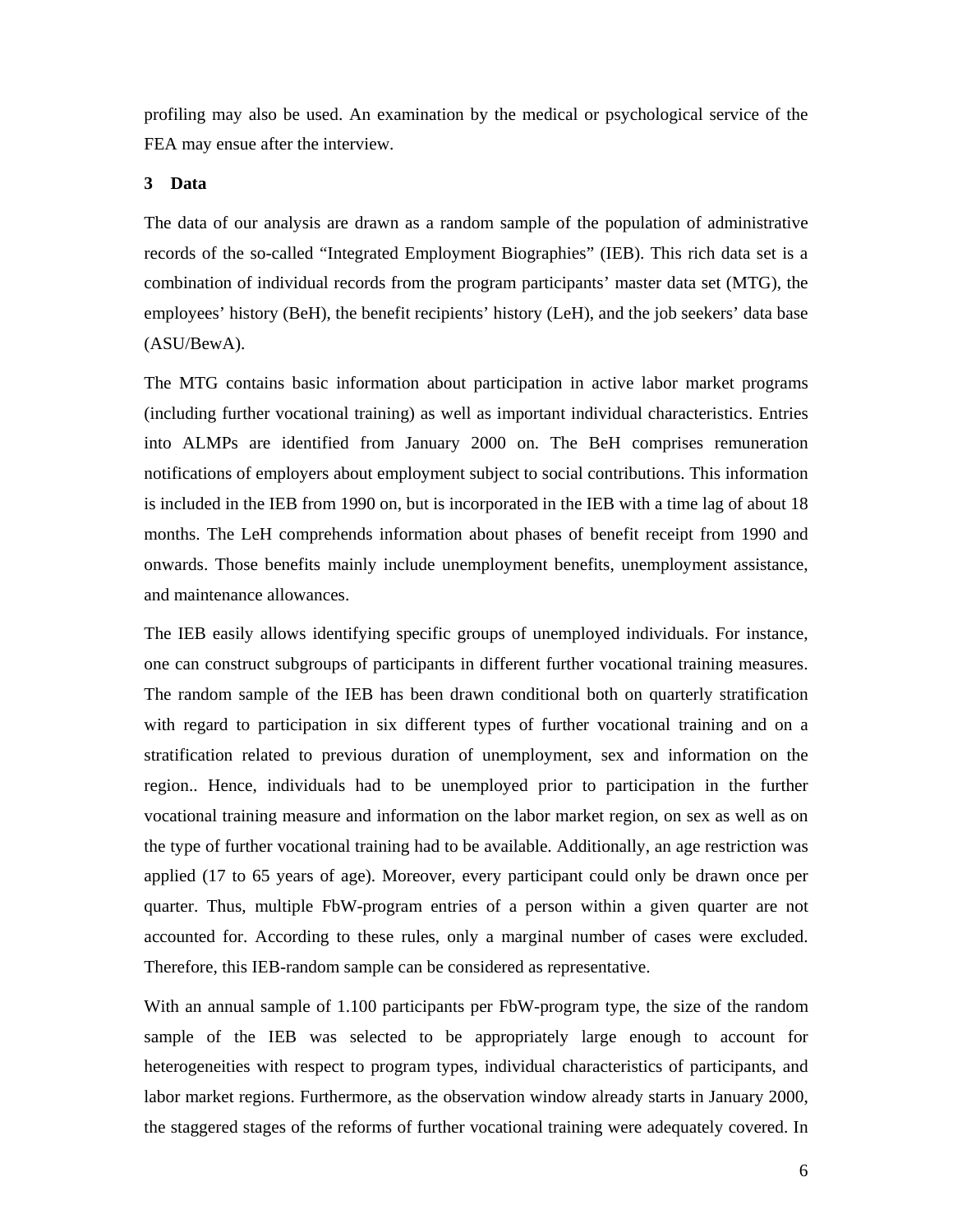profiling may also be used. An examination by the medical or psychological service of the FEA may ensue after the interview.

## 3 Data

The data of our analysis are drawn as a random sample of the population of administrative records of the so-called "Integrated Employment Biographies" (IEB). This rich data set is a combination of individual records from the program participants' master data set (MTG), the employees' history (BeH), the benefit recipients' history (LeH), and the job seekers' data base (ASU/BewA).

The MTG contains basic information about participation in active labor market programs (including further vocational training) as well as important individual characteristics. Entries into ALMPs are identified from January 2000 on. The BeH comprises remuneration notifications of employers about employment subject to social contributions. This information is included in the IEB from 1990 on, but is incorporated in the IEB with a time lag of about 18 months. The LeH comprehends information about phases of benefit receipt from 1990 and onwards. Those benefits mainly include unemployment benefits, unemployment assistance, and maintenance allowances.

The IEB easily allows identifying specific groups of unemployed individuals. For instance, one can construct subgroups of participants in different further vocational training measures. The random sample of the IEB has been drawn conditional both on quarterly stratification with regard to participation in six different types of further vocational training and on a stratification related to previous duration of unemployment, sex and information on the region.. Hence, individuals had to be unemployed prior to participation in the further vocational training measure and information on the labor market region, on sex as well as on the type of further vocational training had to be available. Additionally, an age restriction was applied (17 to 65 years of age). Moreover, every participant could only be drawn once per quarter. Thus, multiple FbW-program entries of a person within a given quarter are not accounted for. According to these rules, only a marginal number of cases were excluded. Therefore, this IEB-random sample can be considered as representative.

With an annual sample of 1.100 participants per FbW-program type, the size of the random sample of the IEB was selected to be appropriately large enough to account for heterogeneities with respect to program types, individual characteristics of participants, and labor market regions. Furthermore, as the observation window already starts in January 2000, the staggered stages of the reforms of further vocational training were adequately covered. In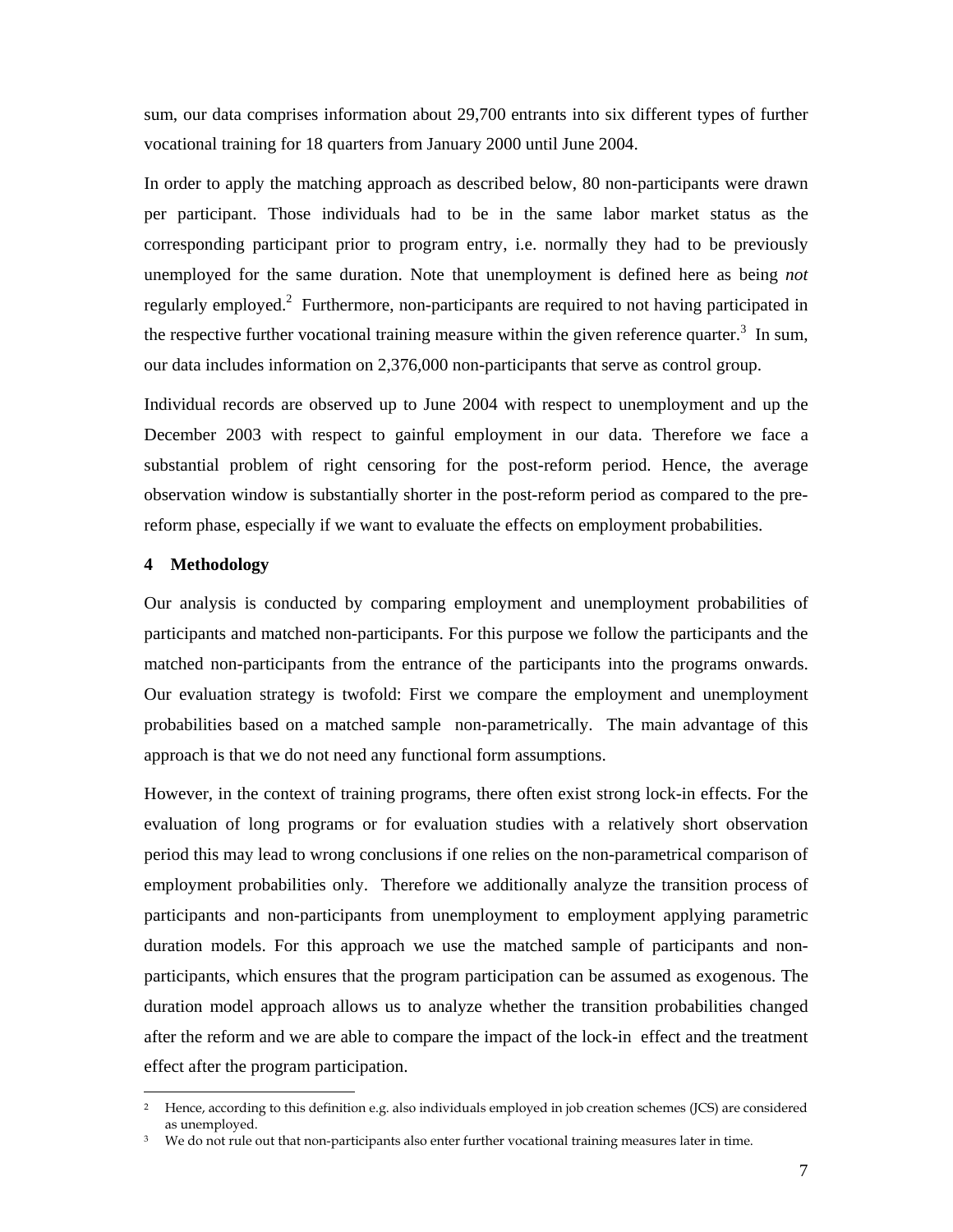sum, our data comprises information about 29,700 entrants into six different types of further vocational training for 18 quarters from January 2000 until June 2004.

In order to apply the matching approach as described below, 80 non-participants were drawn per participant. Those individuals had to be in the same labor market status as the corresponding participant prior to program entry, i.e. normally they had to be previously unemployed for the same duration. Note that unemployment is defined here as being *not* regularly employed.[2] Furthermore, non-participants are required to not having participated in the respective further vocational training measure within the given reference quarter.[3] In sum, our data includes information on 2,376,000 non-participants that serve as control group.

Individual records are observed up to June 2004 with respect to unemployment and up the December 2003 with respect to gainful employment in our data. Therefore we face a substantial problem of right censoring for the post-reform period. Hence, the average observation window is substantially shorter in the post-reform period as compared to the pre-reform phase, especially if we want to evaluate the effects on employment probabilities.

## 4 Methodology

Our analysis is conducted by comparing employment and unemployment probabilities of participants and matched non-participants. For this purpose we follow the participants and the matched non-participants from the entrance of the participants into the programs onwards. Our evaluation strategy is twofold: First we compare the employment and unemployment probabilities based on a matched sample non-parametrically. The main advantage of this approach is that we do not need any functional form assumptions.

However, in the context of training programs, there often exist strong lock-in effects. For the evaluation of long programs or for evaluation studies with a relatively short observation period this may lead to wrong conclusions if one relies on the non-parametrical comparison of employment probabilities only. Therefore we additionally analyze the transition process of participants and non-participants from unemployment to employment applying parametric duration models. For this approach we use the matched sample of participants and non-participants, which ensures that the program participation can be assumed as exogenous. The duration model approach allows us to analyze whether the transition probabilities changed after the reform and we are able to compare the impact of the lock-in effect and the treatment effect after the program participation.

[2] Hence, according to this definition e.g. also individuals employed in job creation schemes (JCS) are considered as unemployed.

[3] We do not rule out that non-participants also enter further vocational training measures later in time.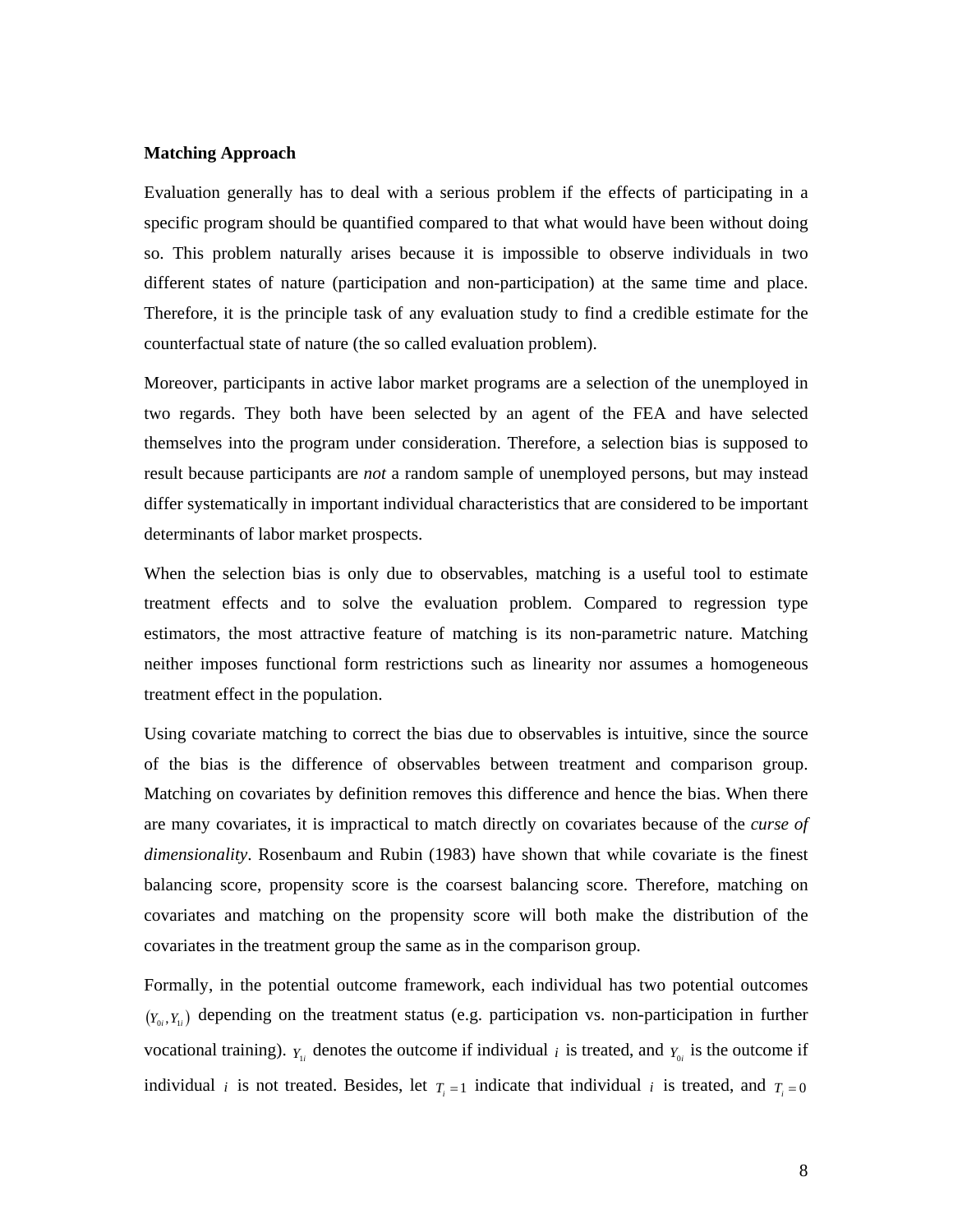**Matching Approach**

Evaluation generally has to deal with a serious problem if the effects of participating in a specific program should be quantified compared to that what would have been without doing so. This problem naturally arises because it is impossible to observe individuals in two different states of nature (participation and non-participation) at the same time and place. Therefore, it is the principle task of any evaluation study to find a credible estimate for the counterfactual state of nature (the so called evaluation problem).

Moreover, participants in active labor market programs are a selection of the unemployed in two regards. They both have been selected by an agent of the FEA and have selected themselves into the program under consideration. Therefore, a selection bias is supposed to result because participants are *not* a random sample of unemployed persons, but may instead differ systematically in important individual characteristics that are considered to be important determinants of labor market prospects.

When the selection bias is only due to observables, matching is a useful tool to estimate treatment effects and to solve the evaluation problem. Compared to regression type estimators, the most attractive feature of matching is its non-parametric nature. Matching neither imposes functional form restrictions such as linearity nor assumes a homogeneous treatment effect in the population.

Using covariate matching to correct the bias due to observables is intuitive, since the source of the bias is the difference of observables between treatment and comparison group. Matching on covariates by definition removes this difference and hence the bias. When there are many covariates, it is impractical to match directly on covariates because of the *curse of dimensionality*. Rosenbaum and Rubin (1983) have shown that while covariate is the finest balancing score, propensity score is the coarsest balancing score. Therefore, matching on covariates and matching on the propensity score will both make the distribution of the covariates in the treatment group the same as in the comparison group.

Formally, in the potential outcome framework, each individual has two potential outcomes $(Y_{0i}, Y_{1i})$ depending on the treatment status (e.g. participation vs. non-participation in further vocational training). $Y_{1i}$ denotes the outcome if individual $i$ is treated, and $Y_{0i}$ is the outcome if individual $i$ is not treated. Besides, let $T_i = 1$ indicate that individual $i$ is treated, and $T_i = 0$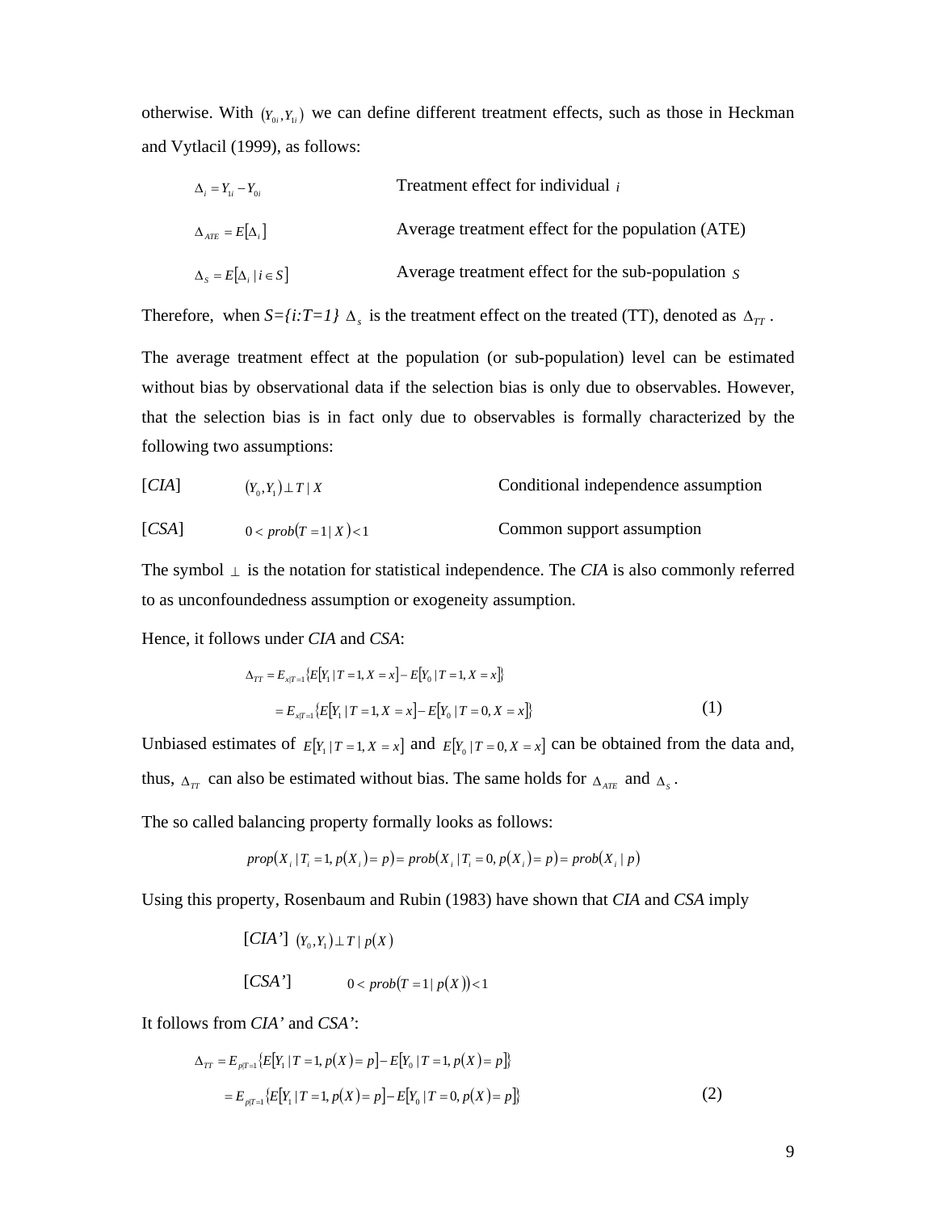otherwise. With $(Y_{0i}, Y_{1i})$ we can define different treatment effects, such as those in Heckman and Vytlacil (1999), as follows:

| | |
|---|---|
| $\Delta_i = Y_{1i} - Y_{0i}$ | Treatment effect for individual $i$ |
| $\Delta_{ATE} = E[\Delta_i]$ | Average treatment effect for the population (ATE) |
| $\Delta_S = E[\Delta_i \mid i \in S]$ | Average treatment effect for the sub-population $S$ |

Therefore, when *S={i:T=1}* $\Delta_s$ is the treatment effect on the treated (TT), denoted as $\Delta_{TT}$.

The average treatment effect at the population (or sub-population) level can be estimated without bias by observational data if the selection bias is only due to observables. However, that the selection bias is in fact only due to observables is formally characterized by the following two assumptions:

| | | |
|---|---|---|
| [*CIA*] | $(Y_0, Y_1) \perp T \mid X$ | Conditional independence assumption |
| [*CSA*] | $0 < prob(T = 1 \mid X) < 1$ | Common support assumption |

The symbol $\perp$ is the notation for statistical independence. The *CIA* is also commonly referred to as unconfoundedness assumption or exogeneity assumption.

Hence, it follows under *CIA* and *CSA*:

$$
\begin{aligned}
\Delta_{TT} &= E_{x|T=1}\{E[Y_1 \mid T=1, X=x] - E[Y_0 \mid T=1, X=x]\} \\
&= E_{x|T=1}\{E[Y_1 \mid T=1, X=x] - E[Y_0 \mid T=0, X=x]\} \qquad (1)
\end{aligned}
$$

Unbiased estimates of $E[Y_1 \mid T=1, X=x]$ and $E[Y_0 \mid T=0, X=x]$ can be obtained from the data and, thus, $\Delta_{TT}$ can also be estimated without bias. The same holds for $\Delta_{ATE}$ and $\Delta_S$.

The so called balancing property formally looks as follows:

$$
prop(X_i \mid T_i = 1, p(X_i) = p) = prob(X_i \mid T_i = 0, p(X_i) = p) = prob(X_i \mid p)
$$

Using this property, Rosenbaum and Rubin (1983) have shown that *CIA* and *CSA* imply

[*CIA'*] $(Y_0, Y_1) \perp T \mid p(X)$

[*CSA'*] $0 < prob(T = 1 \mid p(X)) < 1$

It follows from *CIA'* and *CSA'*:

$$
\begin{aligned}
\Delta_{TT} &= E_{p|T=1}\{E[Y_1 \mid T=1, p(X)=p] - E[Y_0 \mid T=1, p(X)=p]\} \\
&= E_{p|T=1}\{E[Y_1 \mid T=1, p(X)=p] - E[Y_0 \mid T=0, p(X)=p]\} \qquad (2)
\end{aligned}
$$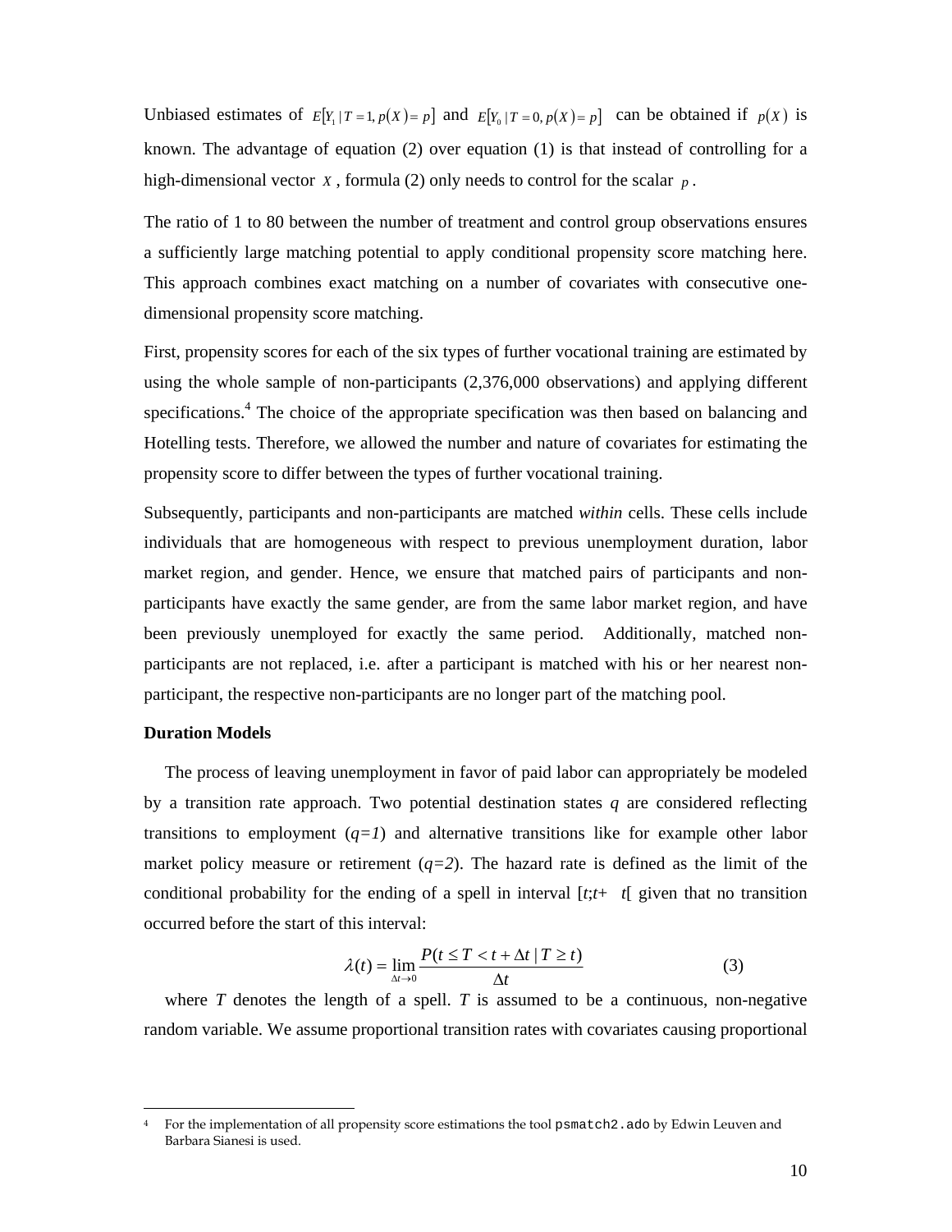Unbiased estimates of $E[Y_1 \mid T = 1, p(X) = p]$ and $E[Y_0 \mid T = 0, p(X) = p]$ can be obtained if $p(X)$ is known. The advantage of equation (2) over equation (1) is that instead of controlling for a high-dimensional vector $X$, formula (2) only needs to control for the scalar $p$.

The ratio of 1 to 80 between the number of treatment and control group observations ensures a sufficiently large matching potential to apply conditional propensity score matching here. This approach combines exact matching on a number of covariates with consecutive one-dimensional propensity score matching.

First, propensity scores for each of the six types of further vocational training are estimated by using the whole sample of non-participants (2,376,000 observations) and applying different specifications.[4] The choice of the appropriate specification was then based on balancing and Hotelling tests. Therefore, we allowed the number and nature of covariates for estimating the propensity score to differ between the types of further vocational training.

Subsequently, participants and non-participants are matched *within* cells. These cells include individuals that are homogeneous with respect to previous unemployment duration, labor market region, and gender. Hence, we ensure that matched pairs of participants and non-participants have exactly the same gender, are from the same labor market region, and have been previously unemployed for exactly the same period. Additionally, matched non-participants are not replaced, i.e. after a participant is matched with his or her nearest non-participant, the respective non-participants are no longer part of the matching pool.

**Duration Models**

The process of leaving unemployment in favor of paid labor can appropriately be modeled by a transition rate approach. Two potential destination states *q* are considered reflecting transitions to employment (*q=1*) and alternative transitions like for example other labor market policy measure or retirement (*q=2*). The hazard rate is defined as the limit of the conditional probability for the ending of a spell in interval [$t$;$t+\Delta t$[ given that no transition occurred before the start of this interval:

$$\lambda(t) = \lim_{\Delta t \to 0} \frac{P(t \leq T < t + \Delta t \mid T \geq t)}{\Delta t} \qquad (3)$$

where *T* denotes the length of a spell. *T* is assumed to be a continuous, non-negative random variable. We assume proportional transition rates with covariates causing proportional

[4] For the implementation of all propensity score estimations the tool `psmatch2.ado` by Edwin Leuven and Barbara Sianesi is used.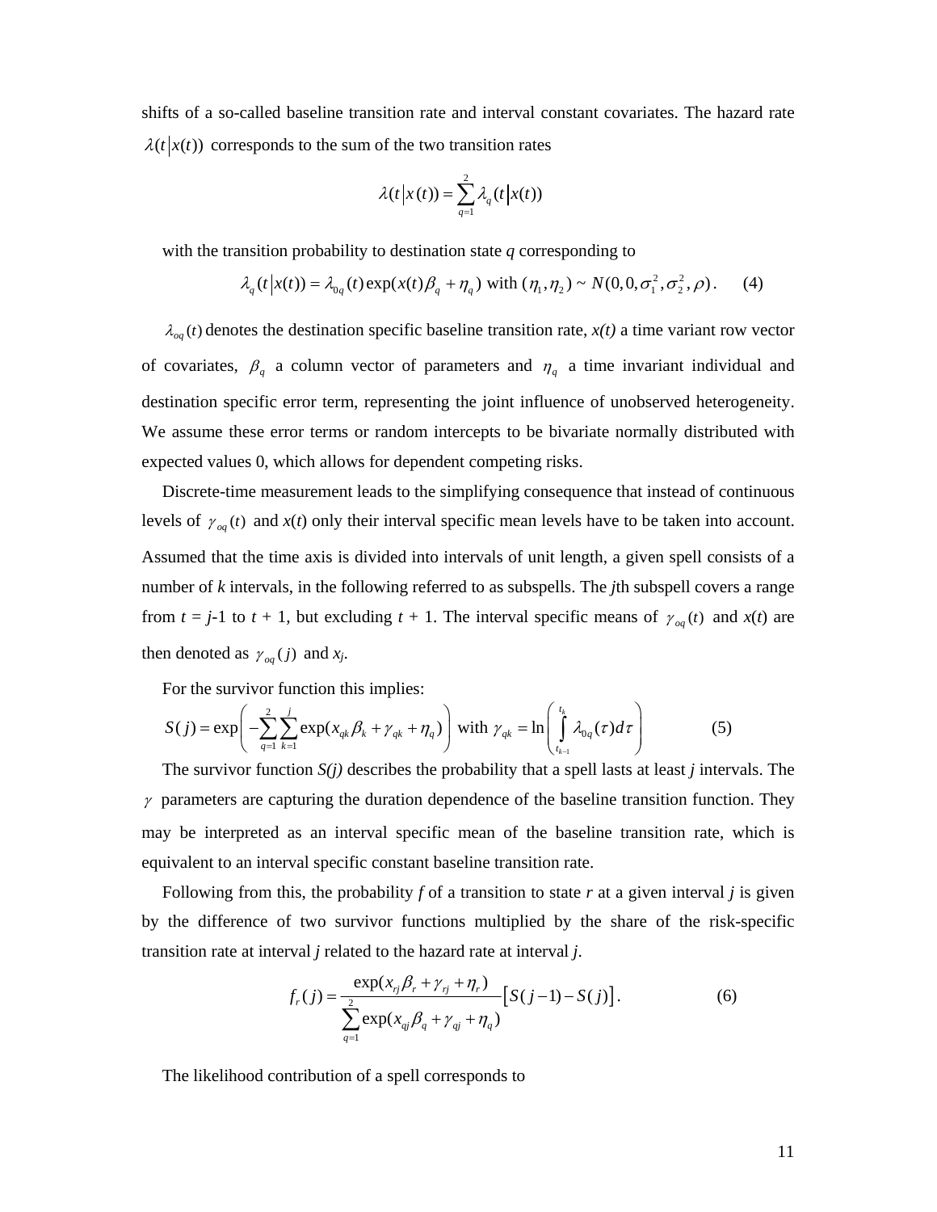shifts of a so-called baseline transition rate and interval constant covariates. The hazard rate $\lambda(t|x(t))$ corresponds to the sum of the two transition rates

$$\lambda(t|x(t)) = \sum_{q=1}^{2} \lambda_q(t|x(t))$$

with the transition probability to destination state *q* corresponding to

$$\lambda_q(t|x(t)) = \lambda_{0q}(t)\exp(x(t)\beta_q + \eta_q) \text{ with } (\eta_1, \eta_2) \sim N(0, 0, \sigma_1^2, \sigma_2^2, \rho). \quad (4)$$

$\lambda_{oq}(t)$ denotes the destination specific baseline transition rate, *x(t)* a time variant row vector of covariates, $\beta_q$ a column vector of parameters and $\eta_q$ a time invariant individual and destination specific error term, representing the joint influence of unobserved heterogeneity. We assume these error terms or random intercepts to be bivariate normally distributed with expected values 0, which allows for dependent competing risks.

Discrete-time measurement leads to the simplifying consequence that instead of continuous levels of $\gamma_{oq}(t)$ and *x*(*t*) only their interval specific mean levels have to be taken into account. Assumed that the time axis is divided into intervals of unit length, a given spell consists of a number of *k* intervals, in the following referred to as subspells. The *j*th subspell covers a range from *t* = *j*-1 to *t* + 1, but excluding *t* + 1. The interval specific means of $\gamma_{oq}(t)$ and *x*(*t*) are then denoted as $\gamma_{oq}(j)$ and $x_j$.

For the survivor function this implies:

$$S(j) = \exp\left(-\sum_{q=1}^{2}\sum_{k=1}^{j}\exp(x_{qk}\beta_k + \gamma_{qk} + \eta_q)\right) \text{ with } \gamma_{qk} = \ln\left(\int_{t_{k-1}}^{t_k}\lambda_{0q}(\tau)d\tau\right) \quad (5)$$

The survivor function *S(j)* describes the probability that a spell lasts at least *j* intervals. The $\gamma$ parameters are capturing the duration dependence of the baseline transition function. They may be interpreted as an interval specific mean of the baseline transition rate, which is equivalent to an interval specific constant baseline transition rate.

Following from this, the probability *f* of a transition to state *r* at a given interval *j* is given by the difference of two survivor functions multiplied by the share of the risk-specific transition rate at interval *j* related to the hazard rate at interval *j*.

$$f_r(j) = \frac{\exp(x_{rj}\beta_r + \gamma_{rj} + \eta_r)}{\sum_{q=1}^{2}\exp(x_{qj}\beta_q + \gamma_{qj} + \eta_q)}\left[S(j-1) - S(j)\right]. \quad (6)$$

The likelihood contribution of a spell corresponds to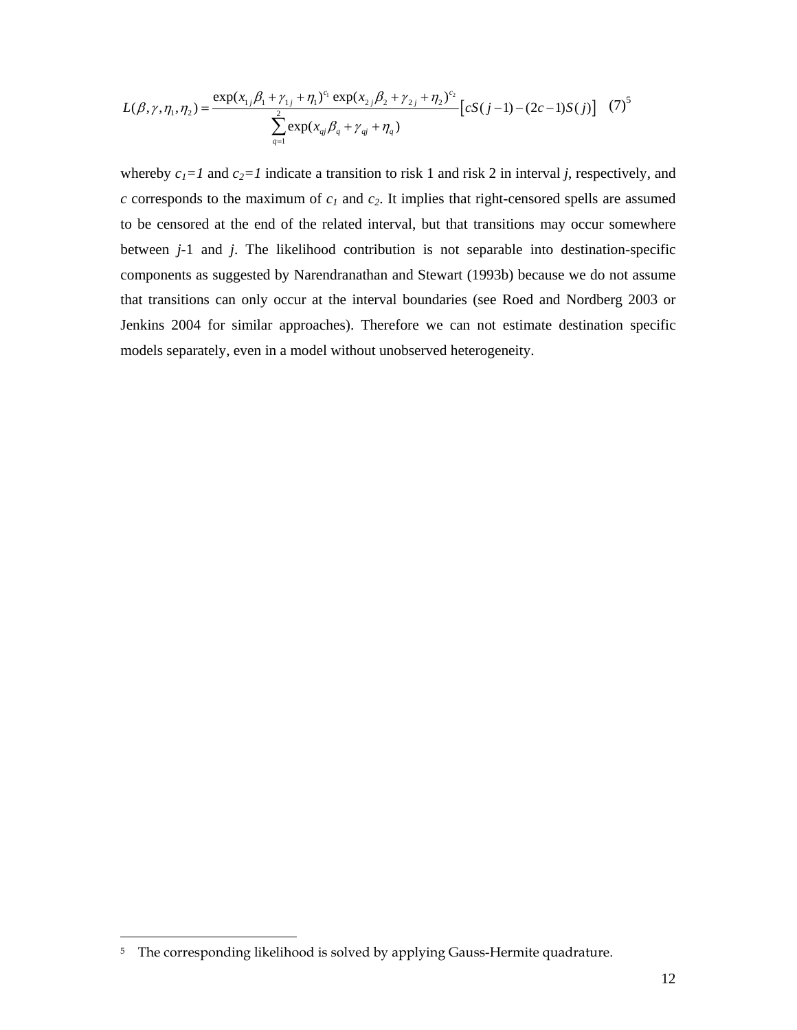$$L(\beta,\gamma,\eta_1,\eta_2) = \frac{\exp(x_{1j}\beta_1 + \gamma_{1j} + \eta_1)^{c_1}\exp(x_{2j}\beta_2 + \gamma_{2j} + \eta_2)^{c_2}}{\sum_{q=1}^{2}\exp(x_{qj}\beta_q + \gamma_{qj} + \eta_q)}\left[cS(j-1) - (2c-1)S(j)\right] \quad (7)$$[5]

whereby $c_1=1$ and $c_2=1$ indicate a transition to risk 1 and risk 2 in interval $j$, respectively, and $c$ corresponds to the maximum of $c_1$ and $c_2$. It implies that right-censored spells are assumed to be censored at the end of the related interval, but that transitions may occur somewhere between $j$-1 and $j$. The likelihood contribution is not separable into destination-specific components as suggested by Narendranathan and Stewart (1993b) because we do not assume that transitions can only occur at the interval boundaries (see Roed and Nordberg 2003 or Jenkins 2004 for similar approaches). Therefore we can not estimate destination specific models separately, even in a model without unobserved heterogeneity.

---

[5] The corresponding likelihood is solved by applying Gauss-Hermite quadrature.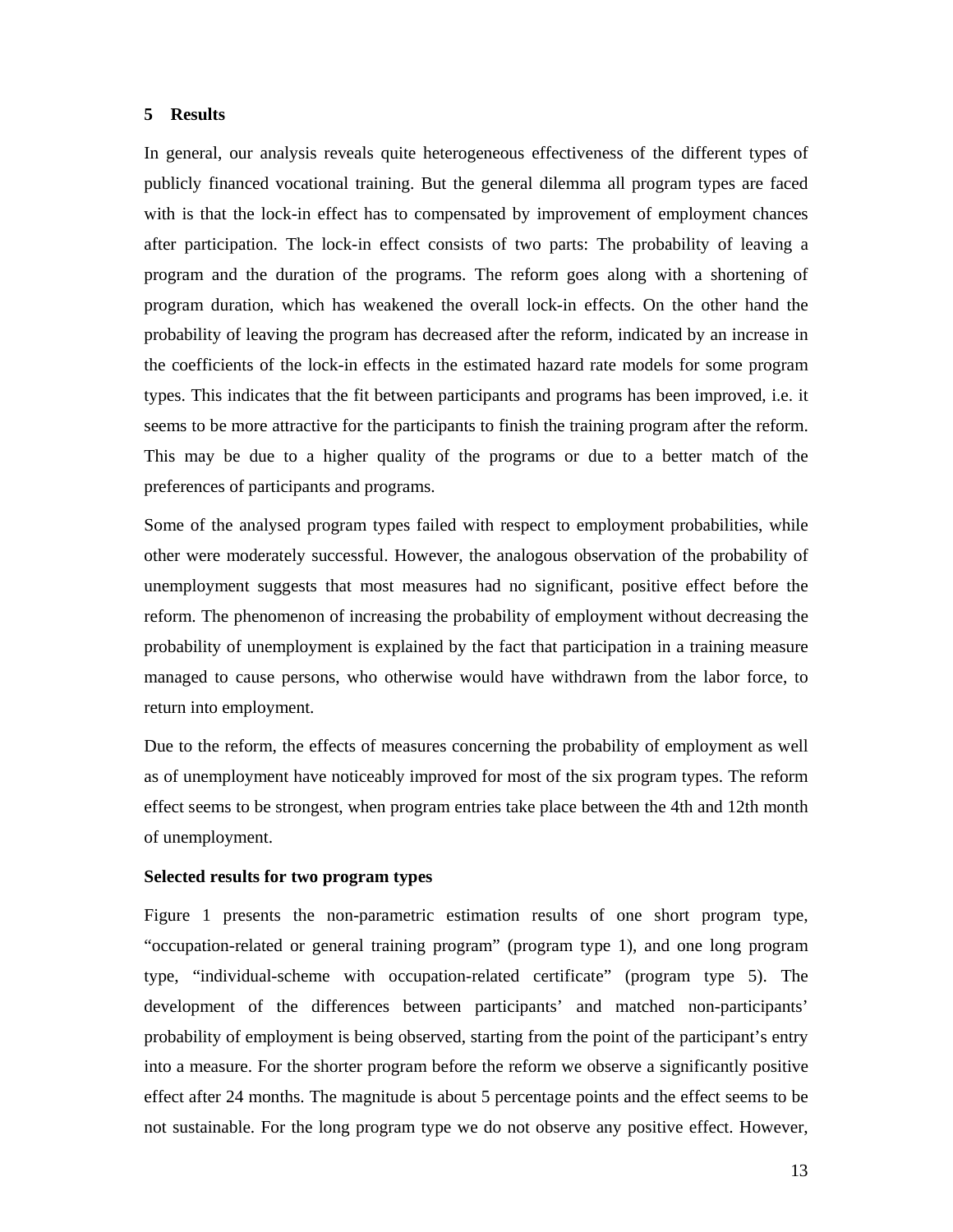## 5 Results

In general, our analysis reveals quite heterogeneous effectiveness of the different types of publicly financed vocational training. But the general dilemma all program types are faced with is that the lock-in effect has to compensated by improvement of employment chances after participation. The lock-in effect consists of two parts: The probability of leaving a program and the duration of the programs. The reform goes along with a shortening of program duration, which has weakened the overall lock-in effects. On the other hand the probability of leaving the program has decreased after the reform, indicated by an increase in the coefficients of the lock-in effects in the estimated hazard rate models for some program types. This indicates that the fit between participants and programs has been improved, i.e. it seems to be more attractive for the participants to finish the training program after the reform. This may be due to a higher quality of the programs or due to a better match of the preferences of participants and programs.

Some of the analysed program types failed with respect to employment probabilities, while other were moderately successful. However, the analogous observation of the probability of unemployment suggests that most measures had no significant, positive effect before the reform. The phenomenon of increasing the probability of employment without decreasing the probability of unemployment is explained by the fact that participation in a training measure managed to cause persons, who otherwise would have withdrawn from the labor force, to return into employment.

Due to the reform, the effects of measures concerning the probability of employment as well as of unemployment have noticeably improved for most of the six program types. The reform effect seems to be strongest, when program entries take place between the 4th and 12th month of unemployment.

**Selected results for two program types**

Figure 1 presents the non-parametric estimation results of one short program type, “occupation-related or general training program” (program type 1), and one long program type, “individual-scheme with occupation-related certificate” (program type 5). The development of the differences between participants’ and matched non-participants’ probability of employment is being observed, starting from the point of the participant’s entry into a measure. For the shorter program before the reform we observe a significantly positive effect after 24 months. The magnitude is about 5 percentage points and the effect seems to be not sustainable. For the long program type we do not observe any positive effect. However,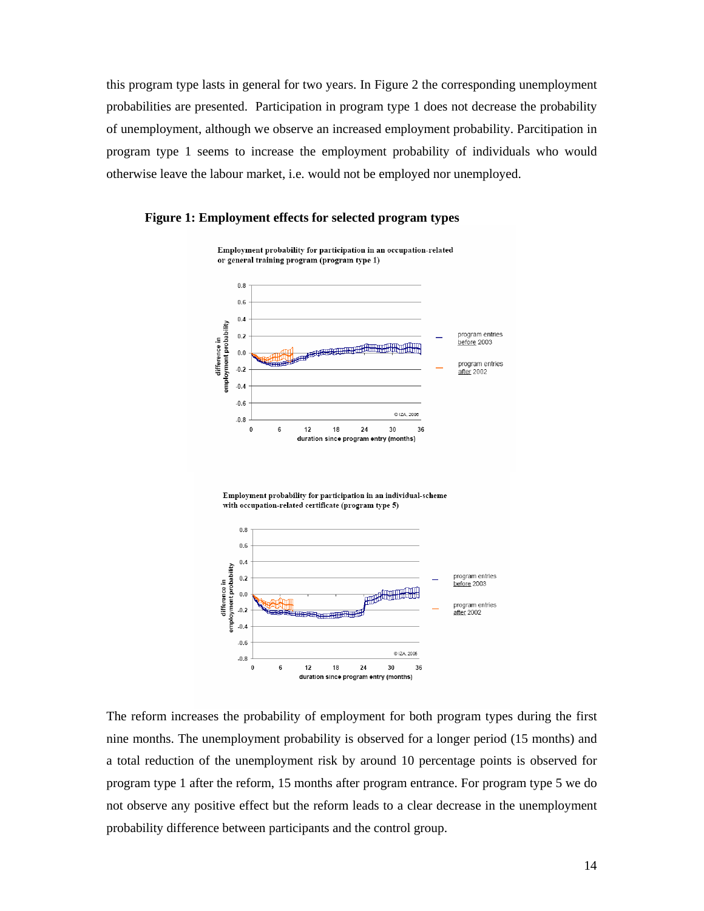this program type lasts in general for two years. In Figure 2 the corresponding unemployment probabilities are presented. Participation in program type 1 does not decrease the probability of unemployment, although we observe an increased employment probability. Parcitipation in program type 1 seems to increase the employment probability of individuals who would otherwise leave the labour market, i.e. would not be employed nor unemployed.

**Figure 1: Employment effects for selected program types**

The reform increases the probability of employment for both program types during the first nine months. The unemployment probability is observed for a longer period (15 months) and a total reduction of the unemployment risk by around 10 percentage points is observed for program type 1 after the reform, 15 months after program entrance. For program type 5 we do not observe any positive effect but the reform leads to a clear decrease in the unemployment probability difference between participants and the control group.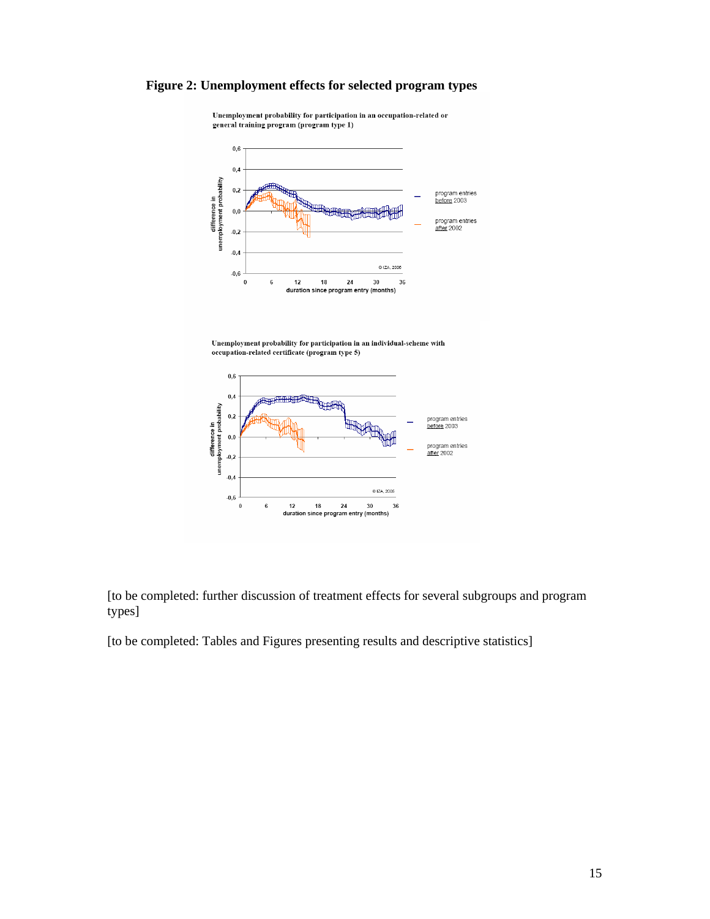**Figure 2: Unemployment effects for selected program types**

Unemployment probability for participation in an occupation-related or general training program (program type 1)

Unemployment probability for participation in an individual-scheme with occupation-related certificate (program type 5)

[to be completed: further discussion of treatment effects for several subgroups and program types]

[to be completed: Tables and Figures presenting results and descriptive statistics]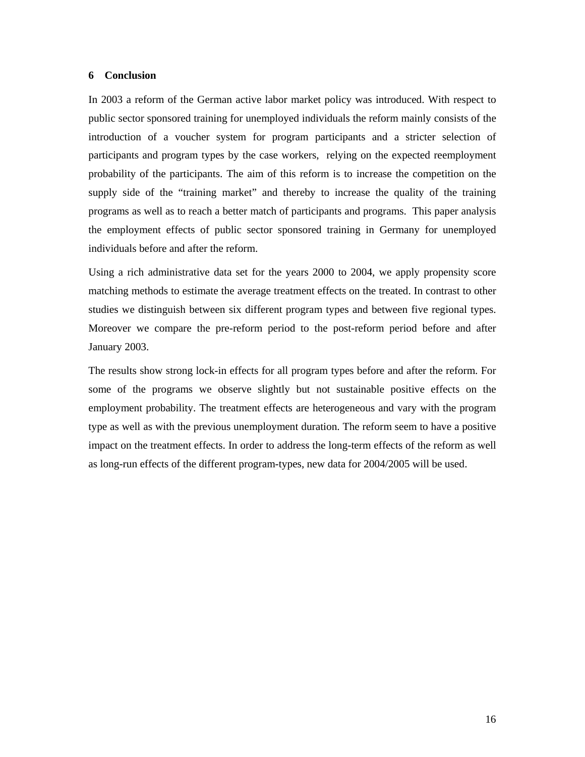## 6 Conclusion

In 2003 a reform of the German active labor market policy was introduced. With respect to public sector sponsored training for unemployed individuals the reform mainly consists of the introduction of a voucher system for program participants and a stricter selection of participants and program types by the case workers, relying on the expected reemployment probability of the participants. The aim of this reform is to increase the competition on the supply side of the “training market” and thereby to increase the quality of the training programs as well as to reach a better match of participants and programs. This paper analysis the employment effects of public sector sponsored training in Germany for unemployed individuals before and after the reform.

Using a rich administrative data set for the years 2000 to 2004, we apply propensity score matching methods to estimate the average treatment effects on the treated. In contrast to other studies we distinguish between six different program types and between five regional types. Moreover we compare the pre-reform period to the post-reform period before and after January 2003.

The results show strong lock-in effects for all program types before and after the reform. For some of the programs we observe slightly but not sustainable positive effects on the employment probability. The treatment effects are heterogeneous and vary with the program type as well as with the previous unemployment duration. The reform seem to have a positive impact on the treatment effects. In order to address the long-term effects of the reform as well as long-run effects of the different program-types, new data for 2004/2005 will be used.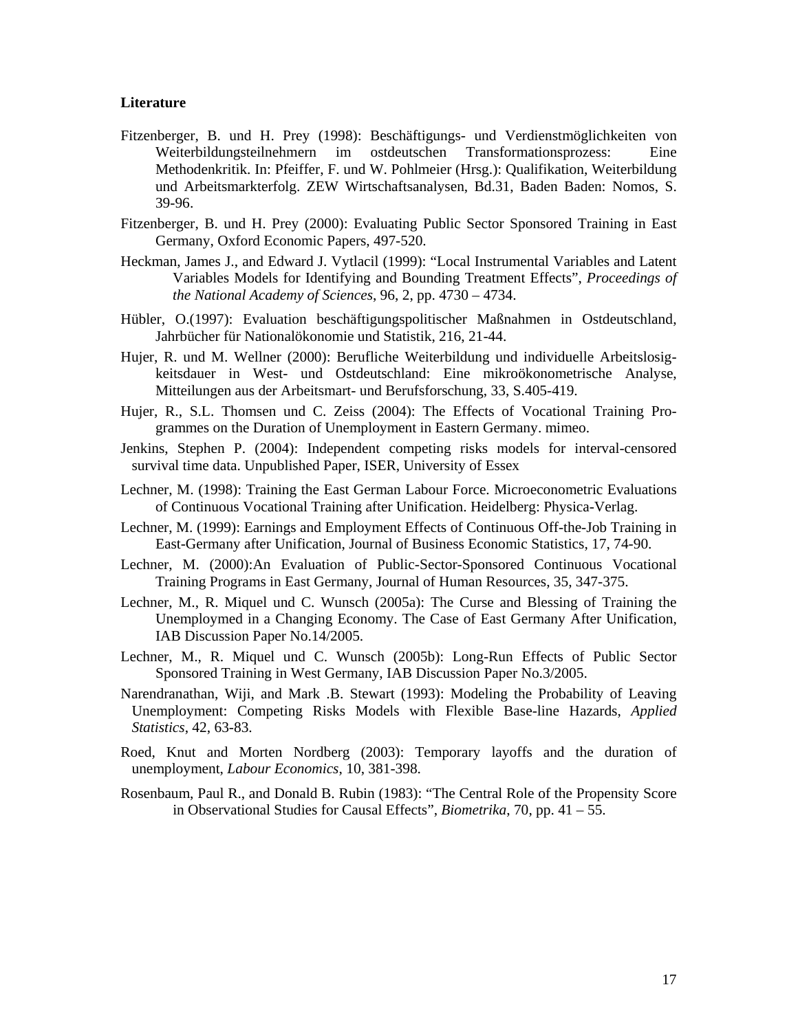**Literature**

Fitzenberger, B. und H. Prey (1998): Beschäftigungs- und Verdienstmöglichkeiten von Weiterbildungsteilnehmern im ostdeutschen Transformationsprozess: Eine Methodenkritik. In: Pfeiffer, F. und W. Pohlmeier (Hrsg.): Qualifikation, Weiterbildung und Arbeitsmarkterfolg. ZEW Wirtschaftsanalysen, Bd.31, Baden Baden: Nomos, S. 39-96.

Fitzenberger, B. und H. Prey (2000): Evaluating Public Sector Sponsored Training in East Germany, Oxford Economic Papers, 497-520.

Heckman, James J., and Edward J. Vytlacil (1999): "Local Instrumental Variables and Latent Variables Models for Identifying and Bounding Treatment Effects", *Proceedings of the National Academy of Sciences*, 96, 2, pp. 4730 – 4734.

Hübler, O.(1997): Evaluation beschäftigungspolitischer Maßnahmen in Ostdeutschland, Jahrbücher für Nationalökonomie und Statistik, 216, 21-44.

Hujer, R. und M. Wellner (2000): Berufliche Weiterbildung und individuelle Arbeitslosigkeitsdauer in West- und Ostdeutschland: Eine mikroökonometrische Analyse, Mitteilungen aus der Arbeitsmart- und Berufsforschung, 33, S.405-419.

Hujer, R., S.L. Thomsen und C. Zeiss (2004): The Effects of Vocational Training Programmes on the Duration of Unemployment in Eastern Germany. mimeo.

Jenkins, Stephen P. (2004): Independent competing risks models for interval-censored survival time data. Unpublished Paper, ISER, University of Essex

Lechner, M. (1998): Training the East German Labour Force. Microeconometric Evaluations of Continuous Vocational Training after Unification. Heidelberg: Physica-Verlag.

Lechner, M. (1999): Earnings and Employment Effects of Continuous Off-the-Job Training in East-Germany after Unification, Journal of Business Economic Statistics, 17, 74-90.

Lechner, M. (2000):An Evaluation of Public-Sector-Sponsored Continuous Vocational Training Programs in East Germany, Journal of Human Resources, 35, 347-375.

Lechner, M., R. Miquel und C. Wunsch (2005a): The Curse and Blessing of Training the Unemploymed in a Changing Economy. The Case of East Germany After Unification, IAB Discussion Paper No.14/2005.

Lechner, M., R. Miquel und C. Wunsch (2005b): Long-Run Effects of Public Sector Sponsored Training in West Germany, IAB Discussion Paper No.3/2005.

Narendranathan, Wiji, and Mark .B. Stewart (1993): Modeling the Probability of Leaving Unemployment: Competing Risks Models with Flexible Base-line Hazards, *Applied Statistics*, 42, 63-83.

Roed, Knut and Morten Nordberg (2003): Temporary layoffs and the duration of unemployment, *Labour Economics*, 10, 381-398.

Rosenbaum, Paul R., and Donald B. Rubin (1983): "The Central Role of the Propensity Score in Observational Studies for Causal Effects", *Biometrika*, 70, pp. 41 – 55.